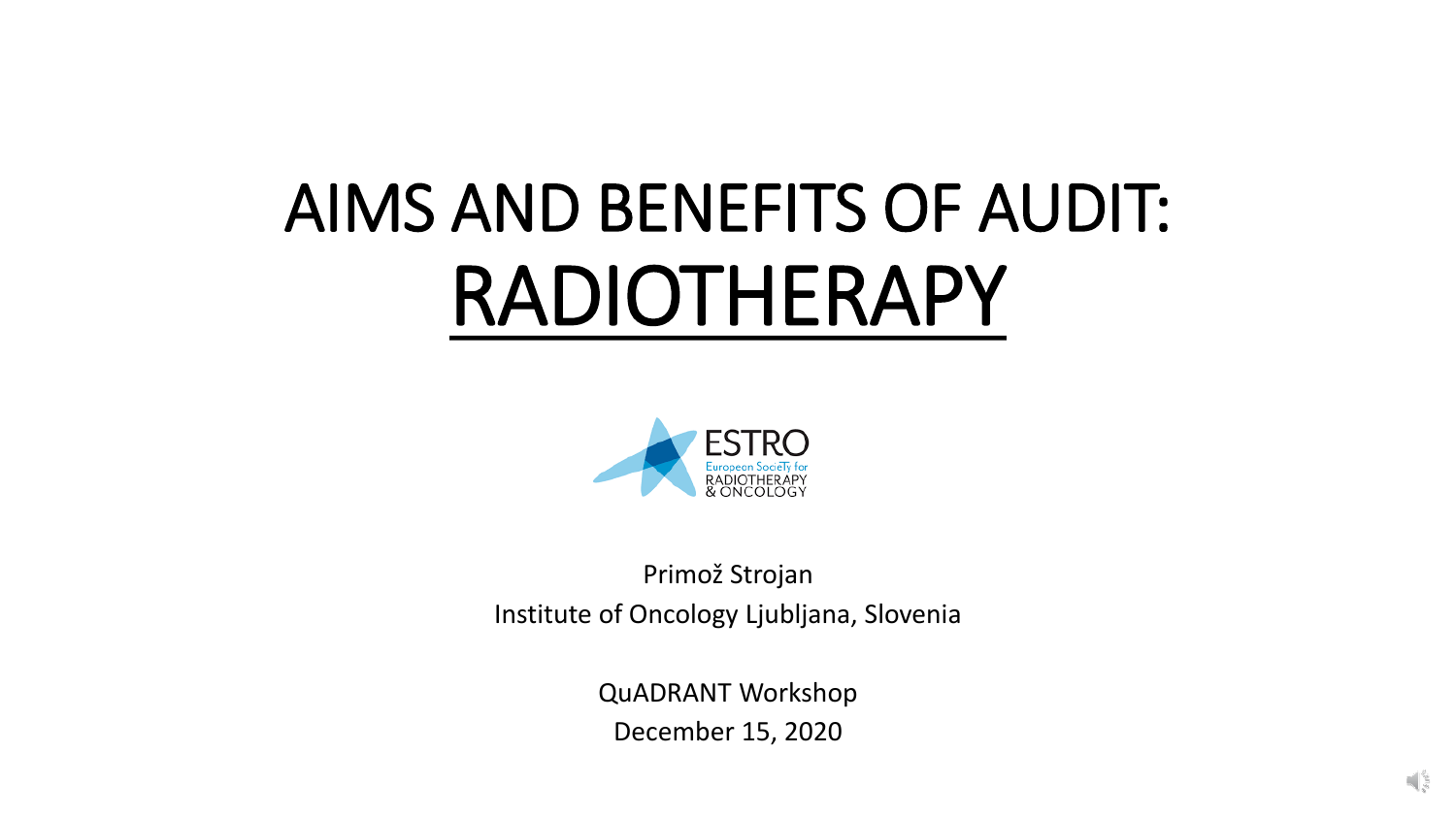# AIMS AND BENEFITS OF AUDIT: RADIOTHERAPY

ESTRO
European Society for
RADIOTHERAPY
& ONCOLOGY

Primož Strojan
Institute of Oncology Ljubljana, Slovenia

QuADRANT Workshop
December 15, 2020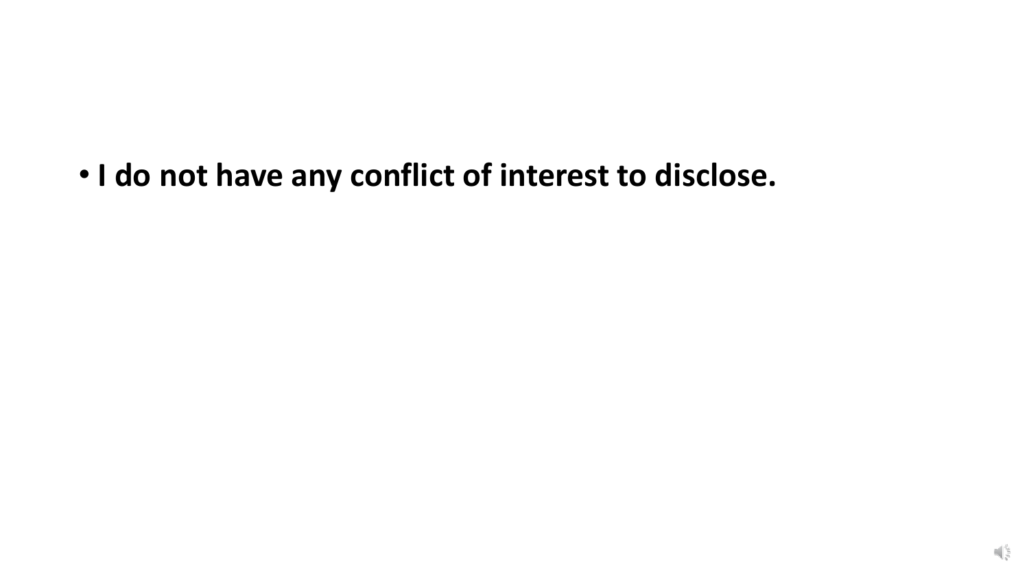- **I do not have any conflict of interest to disclose.**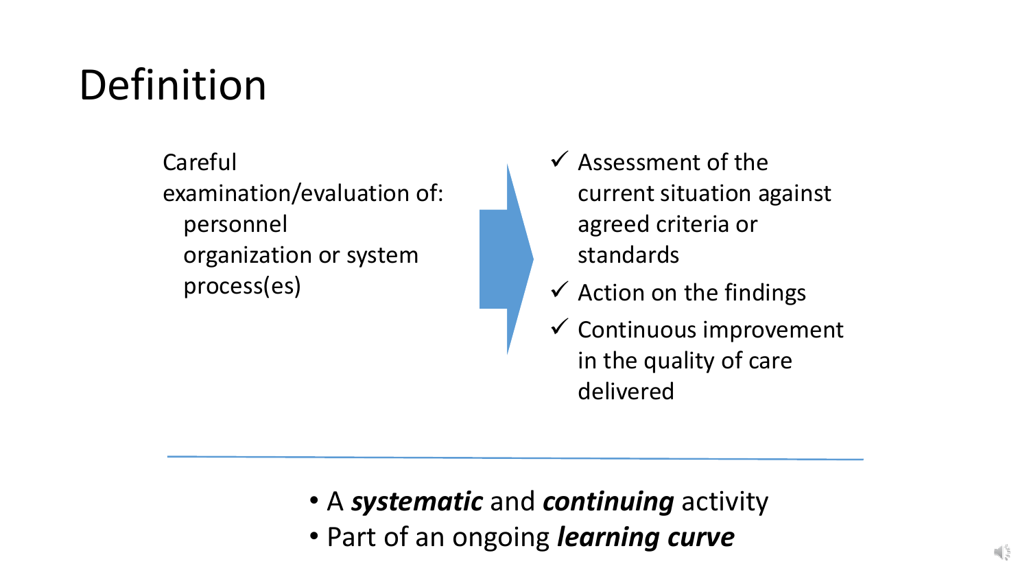# Definition

Careful examination/evaluation of:

- personnel
- organization or system
- process(es)

- ✓ Assessment of the current situation against agreed criteria or standards
- ✓ Action on the findings
- ✓ Continuous improvement in the quality of care delivered

---

- A ***systematic*** and ***continuing*** activity
- Part of an ongoing ***learning curve***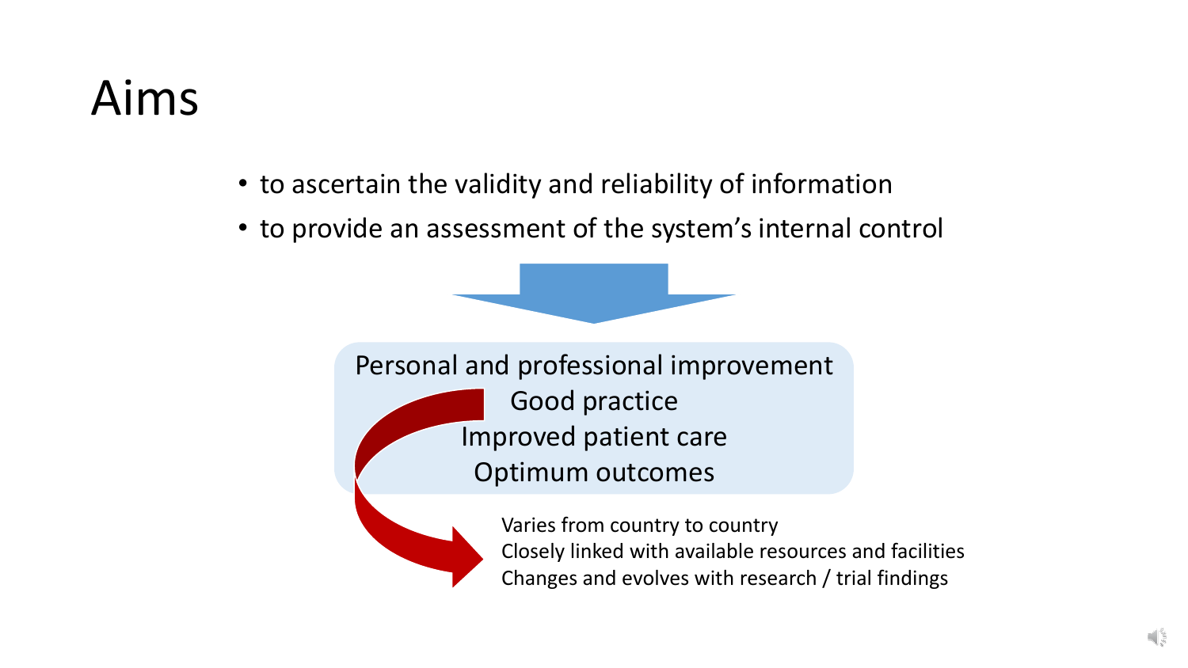# Aims

- to ascertain the validity and reliability of information
- to provide an assessment of the system's internal control

Personal and professional improvement
Good practice
Improved patient care
Optimum outcomes

Varies from country to country
Closely linked with available resources and facilities
Changes and evolves with research / trial findings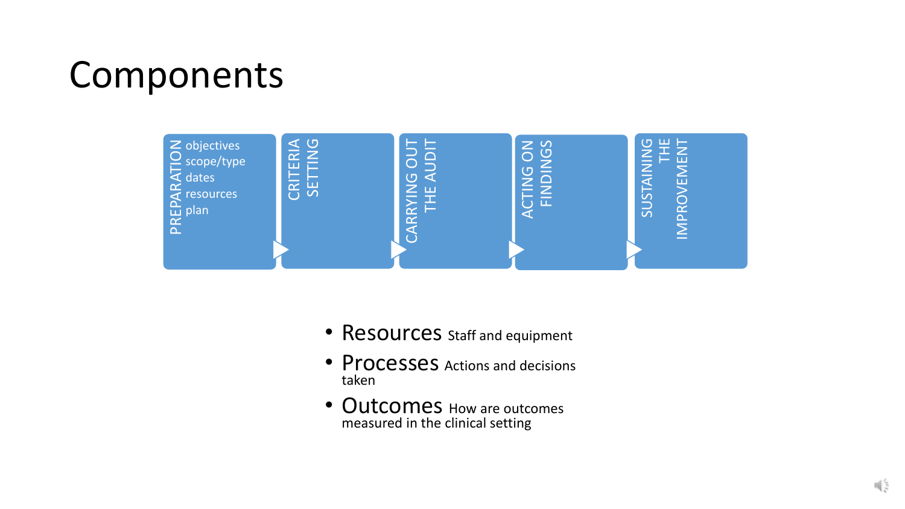# Components

- **PREPARATION**
  - objectives
  - scope/type
  - dates
  - resources
  - plan
- **CRITERIA SETTING**
- **CARRYING OUT THE AUDIT**
- **ACTING ON FINDINGS**
- **SUSTAINING THE IMPROVEMENT**

- **Resources** Staff and equipment
- **Processes** Actions and decisions taken
- **Outcomes** How are outcomes measured in the clinical setting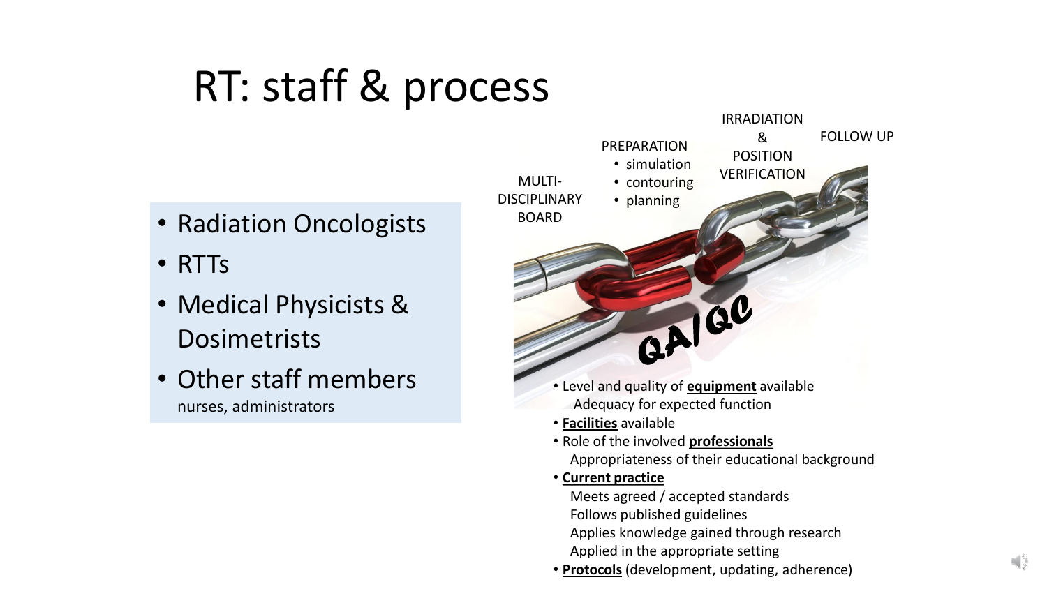# RT: staff & process

- Radiation Oncologists
- RTTs
- Medical Physicists & Dosimetrists
- Other staff members
  nurses, administrators

MULTI-DISCIPLINARY BOARD

PREPARATION
- simulation
- contouring
- planning

IRRADIATION & POSITION VERIFICATION

FOLLOW UP

QA/QC

- Level and quality of **equipment** available
  Adequacy for expected function
- **Facilities** available
- Role of the involved **professionals**
  Appropriateness of their educational background
- **Current practice**
  Meets agreed / accepted standards
  Follows published guidelines
  Applies knowledge gained through research
  Applied in the appropriate setting
- **Protocols** (development, updating, adherence)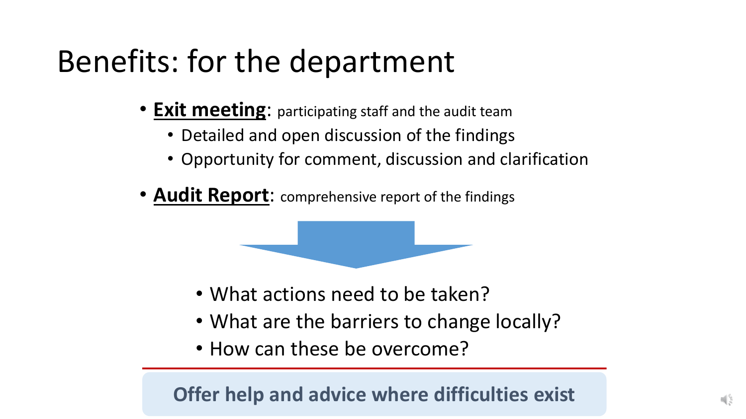# Benefits: for the department

- **Exit meeting**: participating staff and the audit team
  - Detailed and open discussion of the findings
  - Opportunity for comment, discussion and clarification
- **Audit Report**: comprehensive report of the findings

- What actions need to be taken?
- What are the barriers to change locally?
- How can these be overcome?

**Offer help and advice where difficulties exist**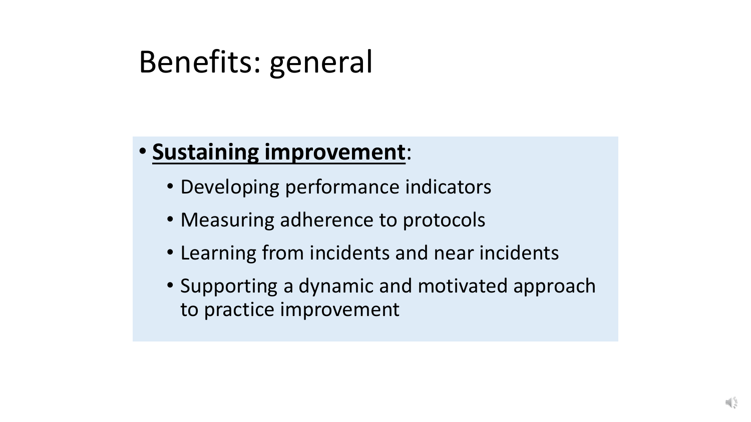# Benefits: general

- **<u>Sustaining improvement</u>**:
  - Developing performance indicators
  - Measuring adherence to protocols
  - Learning from incidents and near incidents
  - Supporting a dynamic and motivated approach to practice improvement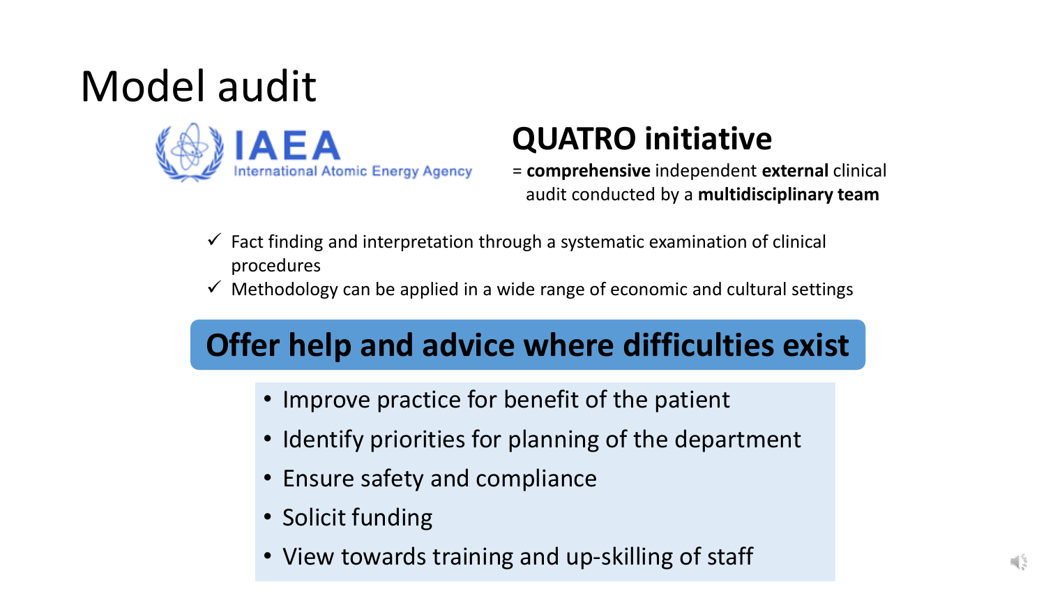# Model audit

IAEA
International Atomic Energy Agency

## QUATRO initiative

= **comprehensive** independent **external** clinical audit conducted by a **multidisciplinary team**

- ✓ Fact finding and interpretation through a systematic examination of clinical procedures
- ✓ Methodology can be applied in a wide range of economic and cultural settings

## Offer help and advice where difficulties exist

- Improve practice for benefit of the patient
- Identify priorities for planning of the department
- Ensure safety and compliance
- Solicit funding
- View towards training and up-skilling of staff